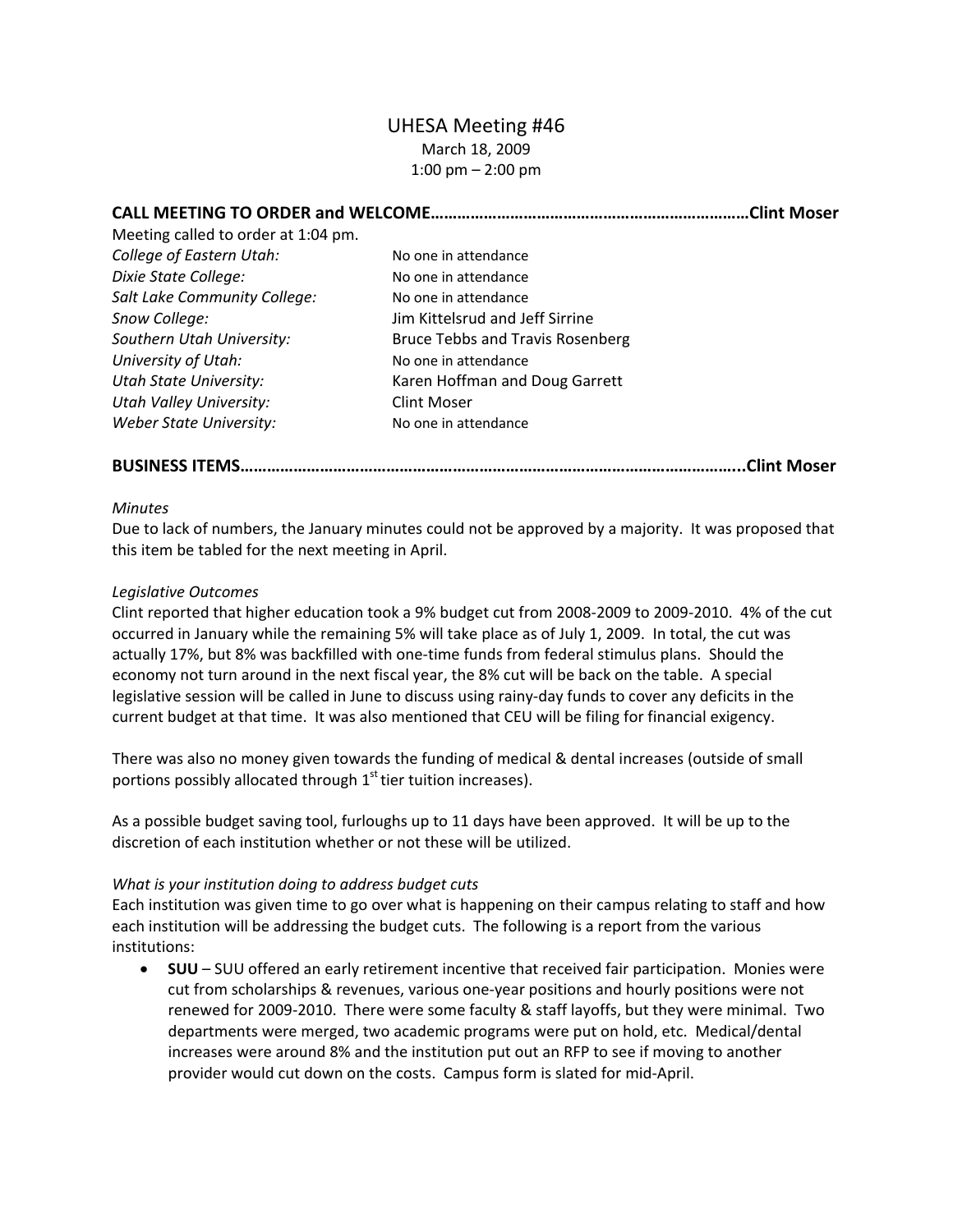# UHESA Meeting #46

March 18, 2009
1:00 pm – 2:00 pm

## CALL MEETING TO ORDER and WELCOME……………………………………………………………Clint Moser

Meeting called to order at 1:04 pm.

| | |
|---|---|
| *College of Eastern Utah:* | No one in attendance |
| *Dixie State College:* | No one in attendance |
| *Salt Lake Community College:* | No one in attendance |
| *Snow College:* | Jim Kittelsrud and Jeff Sirrine |
| *Southern Utah University:* | Bruce Tebbs and Travis Rosenberg |
| *University of Utah:* | No one in attendance |
| *Utah State University:* | Karen Hoffman and Doug Garrett |
| *Utah Valley University:* | Clint Moser |
| *Weber State University:* | No one in attendance |

## BUSINESS ITEMS…………………………………………………………………………………………..Clint Moser

*Minutes*

Due to lack of numbers, the January minutes could not be approved by a majority. It was proposed that this item be tabled for the next meeting in April.

*Legislative Outcomes*

Clint reported that higher education took a 9% budget cut from 2008-2009 to 2009-2010. 4% of the cut occurred in January while the remaining 5% will take place as of July 1, 2009. In total, the cut was actually 17%, but 8% was backfilled with one-time funds from federal stimulus plans. Should the economy not turn around in the next fiscal year, the 8% cut will be back on the table. A special legislative session will be called in June to discuss using rainy-day funds to cover any deficits in the current budget at that time. It was also mentioned that CEU will be filing for financial exigency.

There was also no money given towards the funding of medical & dental increases (outside of small portions possibly allocated through 1st tier tuition increases).

As a possible budget saving tool, furloughs up to 11 days have been approved. It will be up to the discretion of each institution whether or not these will be utilized.

*What is your institution doing to address budget cuts*

Each institution was given time to go over what is happening on their campus relating to staff and how each institution will be addressing the budget cuts. The following is a report from the various institutions:

- **SUU** – SUU offered an early retirement incentive that received fair participation. Monies were cut from scholarships & revenues, various one-year positions and hourly positions were not renewed for 2009-2010. There were some faculty & staff layoffs, but they were minimal. Two departments were merged, two academic programs were put on hold, etc. Medical/dental increases were around 8% and the institution put out an RFP to see if moving to another provider would cut down on the costs. Campus form is slated for mid-April.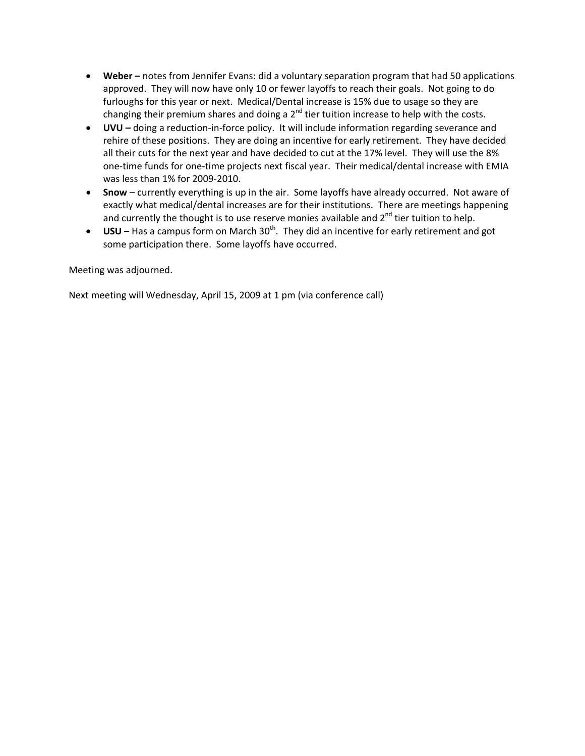- **Weber –** notes from Jennifer Evans: did a voluntary separation program that had 50 applications approved. They will now have only 10 or fewer layoffs to reach their goals. Not going to do furloughs for this year or next. Medical/Dental increase is 15% due to usage so they are changing their premium shares and doing a 2nd tier tuition increase to help with the costs.
- **UVU –** doing a reduction-in-force policy. It will include information regarding severance and rehire of these positions. They are doing an incentive for early retirement. They have decided all their cuts for the next year and have decided to cut at the 17% level. They will use the 8% one-time funds for one-time projects next fiscal year. Their medical/dental increase with EMIA was less than 1% for 2009-2010.
- **Snow** – currently everything is up in the air. Some layoffs have already occurred. Not aware of exactly what medical/dental increases are for their institutions. There are meetings happening and currently the thought is to use reserve monies available and 2nd tier tuition to help.
- **USU** – Has a campus form on March 30th. They did an incentive for early retirement and got some participation there. Some layoffs have occurred.

Meeting was adjourned.

Next meeting will Wednesday, April 15, 2009 at 1 pm (via conference call)